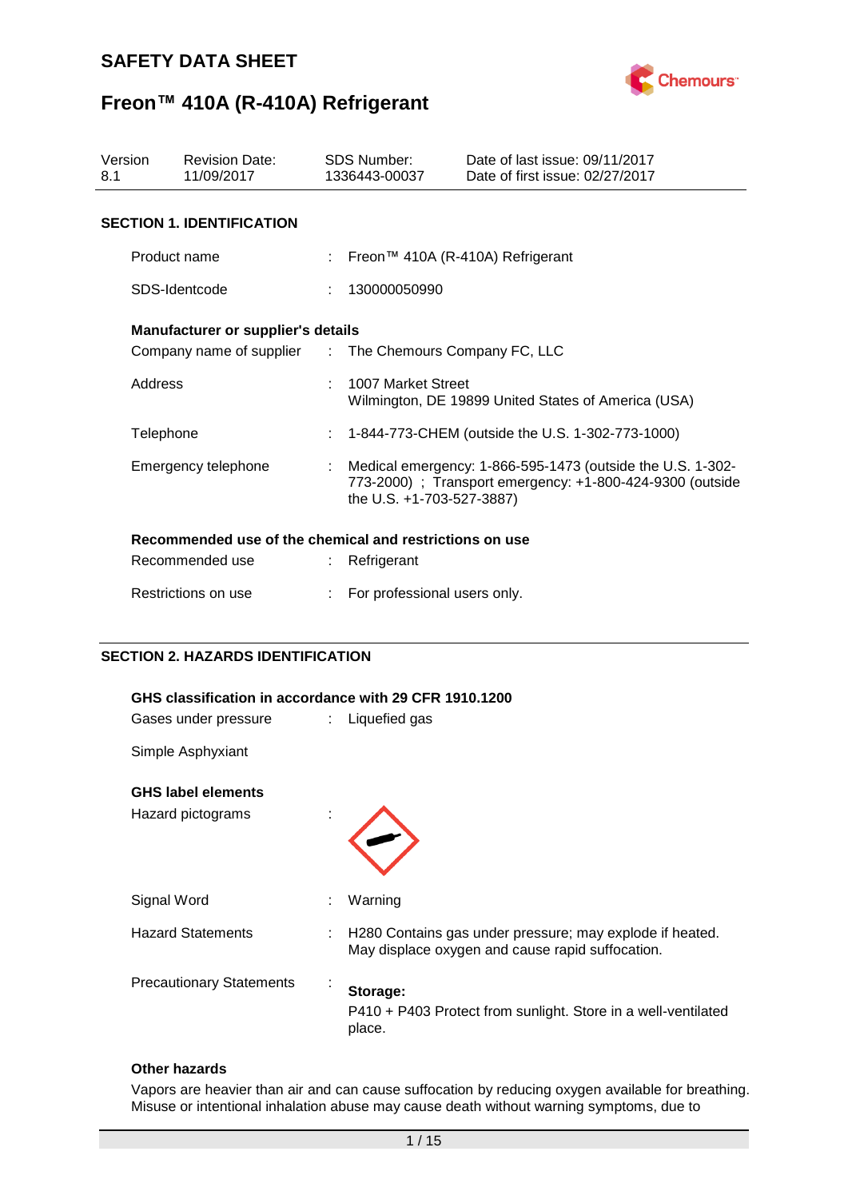# SAFETY DATA SHEET

# Freon™ 410A (R-410A) Refrigerant

| Version | Revision Date: | SDS Number: | Date of last issue: 09/11/2017 |
|---|---|---|---|
| 8.1 | 11/09/2017 | 1336443-00037 | Date of first issue: 02/27/2017 |

## SECTION 1. IDENTIFICATION

Product name : Freon™ 410A (R-410A) Refrigerant

SDS-Identcode : 130000050990

**Manufacturer or supplier's details**

Company name of supplier : The Chemours Company FC, LLC

Address : 1007 Market Street
Wilmington, DE 19899 United States of America (USA)

Telephone : 1-844-773-CHEM (outside the U.S. 1-302-773-1000)

Emergency telephone : Medical emergency: 1-866-595-1473 (outside the U.S. 1-302-773-2000) ; Transport emergency: +1-800-424-9300 (outside the U.S. +1-703-527-3887)

**Recommended use of the chemical and restrictions on use**

Recommended use : Refrigerant

Restrictions on use : For professional users only.

## SECTION 2. HAZARDS IDENTIFICATION

**GHS classification in accordance with 29 CFR 1910.1200**

Gases under pressure : Liquefied gas

Simple Asphyxiant

**GHS label elements**

Hazard pictograms :

Signal Word : Warning

Hazard Statements : H280 Contains gas under pressure; may explode if heated.
May displace oxygen and cause rapid suffocation.

Precautionary Statements : **Storage:**
P410 + P403 Protect from sunlight. Store in a well-ventilated place.

**Other hazards**

Vapors are heavier than air and can cause suffocation by reducing oxygen available for breathing. Misuse or intentional inhalation abuse may cause death without warning symptoms, due to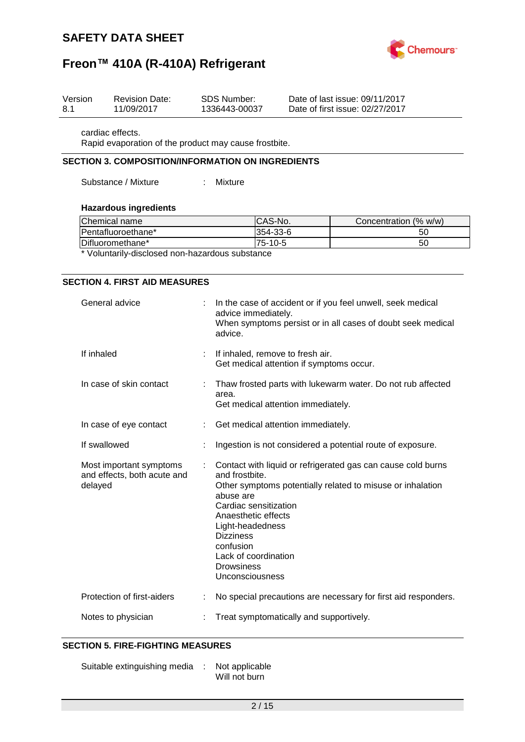cardiac effects.
Rapid evaporation of the product may cause frostbite.

## SECTION 3. COMPOSITION/INFORMATION ON INGREDIENTS

Substance / Mixture : Mixture

### Hazardous ingredients

| Chemical name | CAS-No. | Concentration (% w/w) |
|---|---|---|
| Pentafluoroethane* | 354-33-6 | 50 |
| Difluoromethane* | 75-10-5 | 50 |

* Voluntarily-disclosed non-hazardous substance

## SECTION 4. FIRST AID MEASURES

General advice : In the case of accident or if you feel unwell, seek medical advice immediately.
When symptoms persist or in all cases of doubt seek medical advice.

If inhaled : If inhaled, remove to fresh air.
Get medical attention if symptoms occur.

In case of skin contact : Thaw frosted parts with lukewarm water. Do not rub affected area.
Get medical attention immediately.

In case of eye contact : Get medical attention immediately.

If swallowed : Ingestion is not considered a potential route of exposure.

Most important symptoms and effects, both acute and delayed : Contact with liquid or refrigerated gas can cause cold burns and frostbite.
Other symptoms potentially related to misuse or inhalation abuse are
Cardiac sensitization
Anaesthetic effects
Light-headedness
Dizziness
confusion
Lack of coordination
Drowsiness
Unconsciousness

Protection of first-aiders : No special precautions are necessary for first aid responders.

Notes to physician : Treat symptomatically and supportively.

## SECTION 5. FIRE-FIGHTING MEASURES

Suitable extinguishing media : Not applicable
Will not burn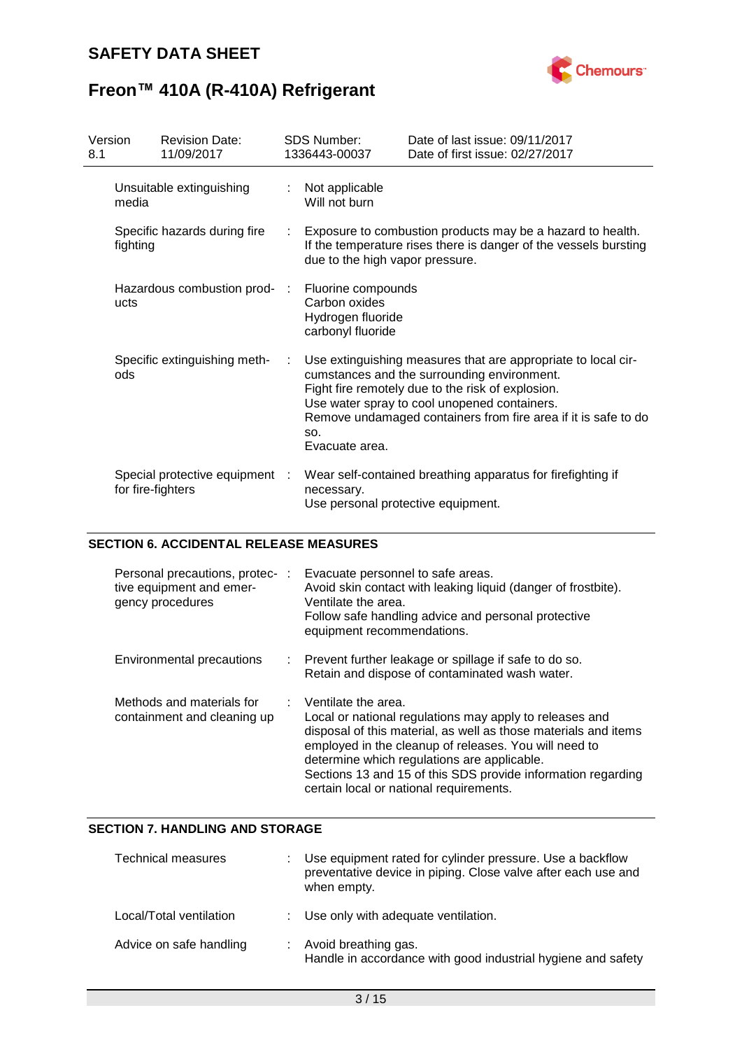| | | |
|---|---|---|
| Unsuitable extinguishing media | : | Not applicable<br>Will not burn |
| Specific hazards during fire fighting | : | Exposure to combustion products may be a hazard to health.<br>If the temperature rises there is danger of the vessels bursting due to the high vapor pressure. |
| Hazardous combustion products | : | Fluorine compounds<br>Carbon oxides<br>Hydrogen fluoride<br>carbonyl fluoride |
| Specific extinguishing methods | : | Use extinguishing measures that are appropriate to local circumstances and the surrounding environment.<br>Fight fire remotely due to the risk of explosion.<br>Use water spray to cool unopened containers.<br>Remove undamaged containers from fire area if it is safe to do so.<br>Evacuate area. |
| Special protective equipment for fire-fighters | : | Wear self-contained breathing apparatus for firefighting if necessary.<br>Use personal protective equipment. |

## SECTION 6. ACCIDENTAL RELEASE MEASURES

| | | |
|---|---|---|
| Personal precautions, protective equipment and emergency procedures | : | Evacuate personnel to safe areas.<br>Avoid skin contact with leaking liquid (danger of frostbite).<br>Ventilate the area.<br>Follow safe handling advice and personal protective equipment recommendations. |
| Environmental precautions | : | Prevent further leakage or spillage if safe to do so.<br>Retain and dispose of contaminated wash water. |
| Methods and materials for containment and cleaning up | : | Ventilate the area.<br>Local or national regulations may apply to releases and disposal of this material, as well as those materials and items employed in the cleanup of releases. You will need to determine which regulations are applicable.<br>Sections 13 and 15 of this SDS provide information regarding certain local or national requirements. |

## SECTION 7. HANDLING AND STORAGE

| | | |
|---|---|---|
| Technical measures | : | Use equipment rated for cylinder pressure. Use a backflow preventative device in piping. Close valve after each use and when empty. |
| Local/Total ventilation | : | Use only with adequate ventilation. |
| Advice on safe handling | : | Avoid breathing gas.<br>Handle in accordance with good industrial hygiene and safety |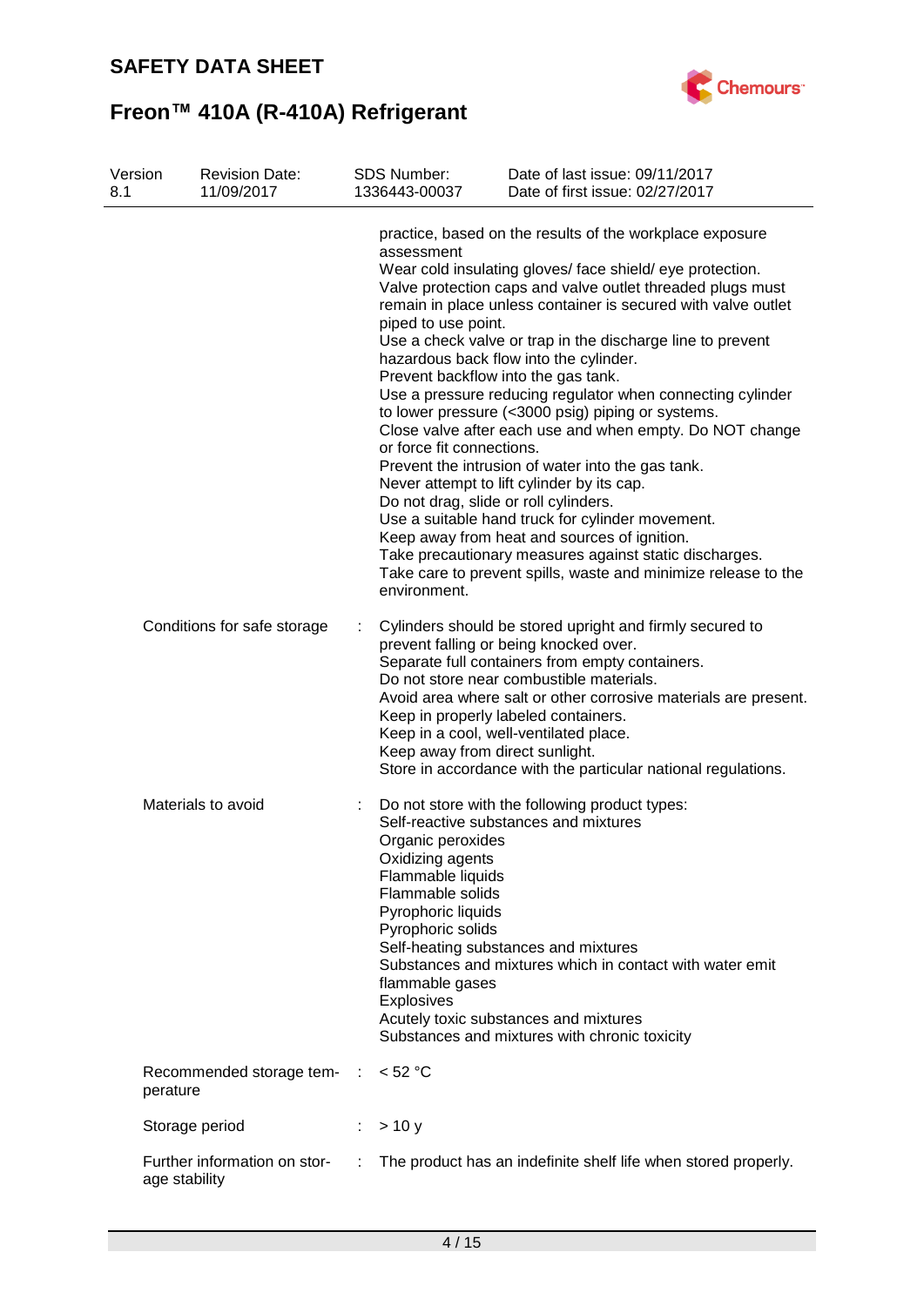practice, based on the results of the workplace exposure assessment
Wear cold insulating gloves/ face shield/ eye protection.
Valve protection caps and valve outlet threaded plugs must remain in place unless container is secured with valve outlet piped to use point.
Use a check valve or trap in the discharge line to prevent hazardous back flow into the cylinder.
Prevent backflow into the gas tank.
Use a pressure reducing regulator when connecting cylinder to lower pressure (<3000 psig) piping or systems.
Close valve after each use and when empty. Do NOT change or force fit connections.
Prevent the intrusion of water into the gas tank.
Never attempt to lift cylinder by its cap.
Do not drag, slide or roll cylinders.
Use a suitable hand truck for cylinder movement.
Keep away from heat and sources of ignition.
Take precautionary measures against static discharges.
Take care to prevent spills, waste and minimize release to the environment.

| | | |
|---|---|---|
| Conditions for safe storage | : | Cylinders should be stored upright and firmly secured to prevent falling or being knocked over.<br>Separate full containers from empty containers.<br>Do not store near combustible materials.<br>Avoid area where salt or other corrosive materials are present.<br>Keep in properly labeled containers.<br>Keep in a cool, well-ventilated place.<br>Keep away from direct sunlight.<br>Store in accordance with the particular national regulations. |
| Materials to avoid | : | Do not store with the following product types:<br>Self-reactive substances and mixtures<br>Organic peroxides<br>Oxidizing agents<br>Flammable liquids<br>Flammable solids<br>Pyrophoric liquids<br>Pyrophoric solids<br>Self-heating substances and mixtures<br>Substances and mixtures which in contact with water emit flammable gases<br>Explosives<br>Acutely toxic substances and mixtures<br>Substances and mixtures with chronic toxicity |
| Recommended storage temperature | : | < 52 °C |
| Storage period | : | > 10 y |
| Further information on storage stability | : | The product has an indefinite shelf life when stored properly. |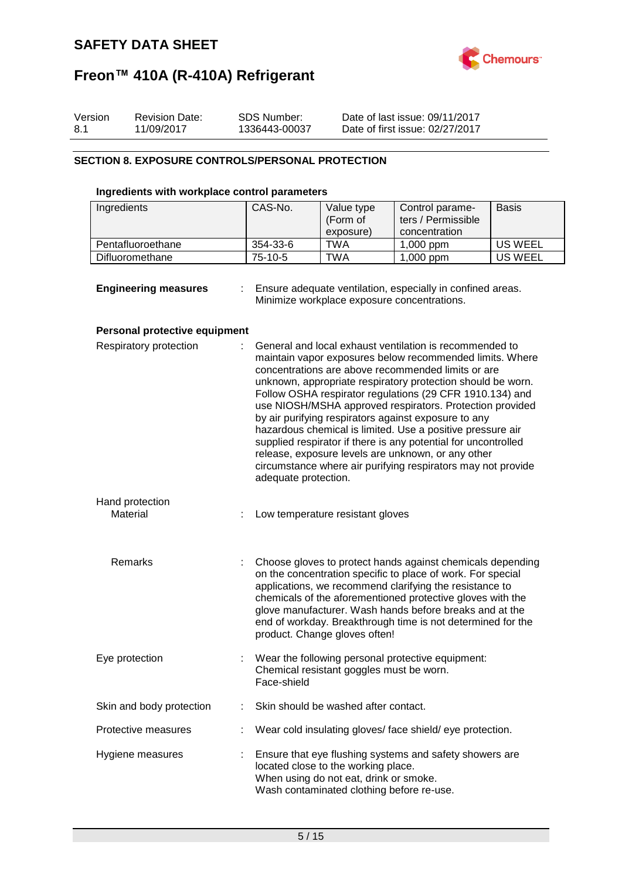## SECTION 8. EXPOSURE CONTROLS/PERSONAL PROTECTION

**Ingredients with workplace control parameters**

| Ingredients | CAS-No. | Value type (Form of exposure) | Control parameters / Permissible concentration | Basis |
|---|---|---|---|---|
| Pentafluoroethane | 354-33-6 | TWA | 1,000 ppm | US WEEL |
| Difluoromethane | 75-10-5 | TWA | 1,000 ppm | US WEEL |

**Engineering measures** : Ensure adequate ventilation, especially in confined areas. Minimize workplace exposure concentrations.

**Personal protective equipment**

Respiratory protection : General and local exhaust ventilation is recommended to maintain vapor exposures below recommended limits. Where concentrations are above recommended limits or are unknown, appropriate respiratory protection should be worn. Follow OSHA respirator regulations (29 CFR 1910.134) and use NIOSH/MSHA approved respirators. Protection provided by air purifying respirators against exposure to any hazardous chemical is limited. Use a positive pressure air supplied respirator if there is any potential for uncontrolled release, exposure levels are unknown, or any other circumstance where air purifying respirators may not provide adequate protection.

Hand protection

Material : Low temperature resistant gloves

Remarks : Choose gloves to protect hands against chemicals depending on the concentration specific to place of work. For special applications, we recommend clarifying the resistance to chemicals of the aforementioned protective gloves with the glove manufacturer. Wash hands before breaks and at the end of workday. Breakthrough time is not determined for the product. Change gloves often!

Eye protection : Wear the following personal protective equipment:
Chemical resistant goggles must be worn.
Face-shield

Skin and body protection : Skin should be washed after contact.

Protective measures : Wear cold insulating gloves/ face shield/ eye protection.

Hygiene measures : Ensure that eye flushing systems and safety showers are located close to the working place.
When using do not eat, drink or smoke.
Wash contaminated clothing before re-use.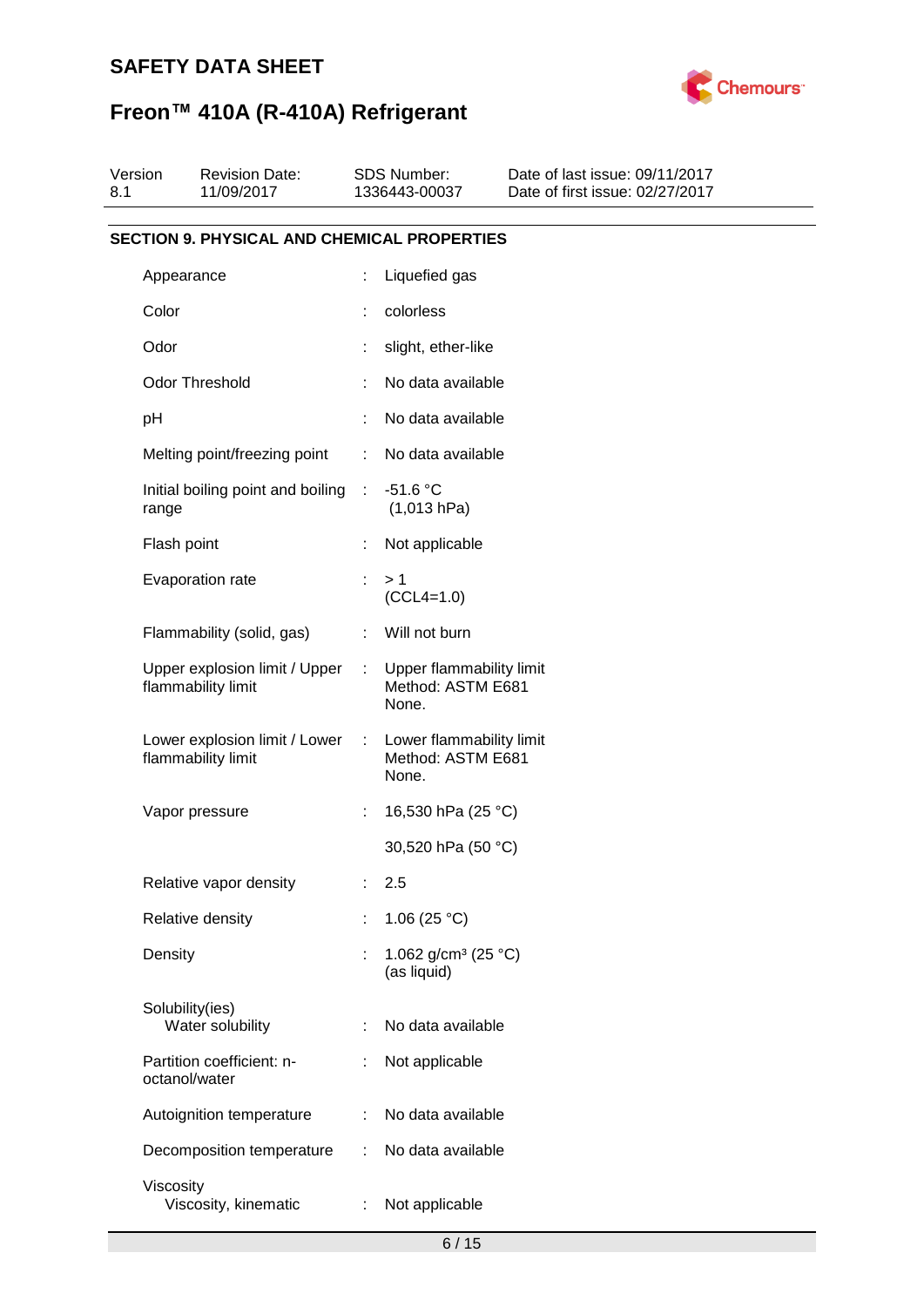## SECTION 9. PHYSICAL AND CHEMICAL PROPERTIES

| Property | | Value |
|---|---|---|
| Appearance | : | Liquefied gas |
| Color | : | colorless |
| Odor | : | slight, ether-like |
| Odor Threshold | : | No data available |
| pH | : | No data available |
| Melting point/freezing point | : | No data available |
| Initial boiling point and boiling range | : | -51.6 °C (1,013 hPa) |
| Flash point | : | Not applicable |
| Evaporation rate | : | > 1 (CCL4=1.0) |
| Flammability (solid, gas) | : | Will not burn |
| Upper explosion limit / Upper flammability limit | : | Upper flammability limit Method: ASTM E681 None. |
| Lower explosion limit / Lower flammability limit | : | Lower flammability limit Method: ASTM E681 None. |
| Vapor pressure | : | 16,530 hPa (25 °C) |
| | | 30,520 hPa (50 °C) |
| Relative vapor density | : | 2.5 |
| Relative density | : | 1.06 (25 °C) |
| Density | : | 1.062 g/cm³ (25 °C) (as liquid) |
| Solubility(ies) | | |
| Water solubility | : | No data available |
| Partition coefficient: n-octanol/water | : | Not applicable |
| Autoignition temperature | : | No data available |
| Decomposition temperature | : | No data available |
| Viscosity | | |
| Viscosity, kinematic | : | Not applicable |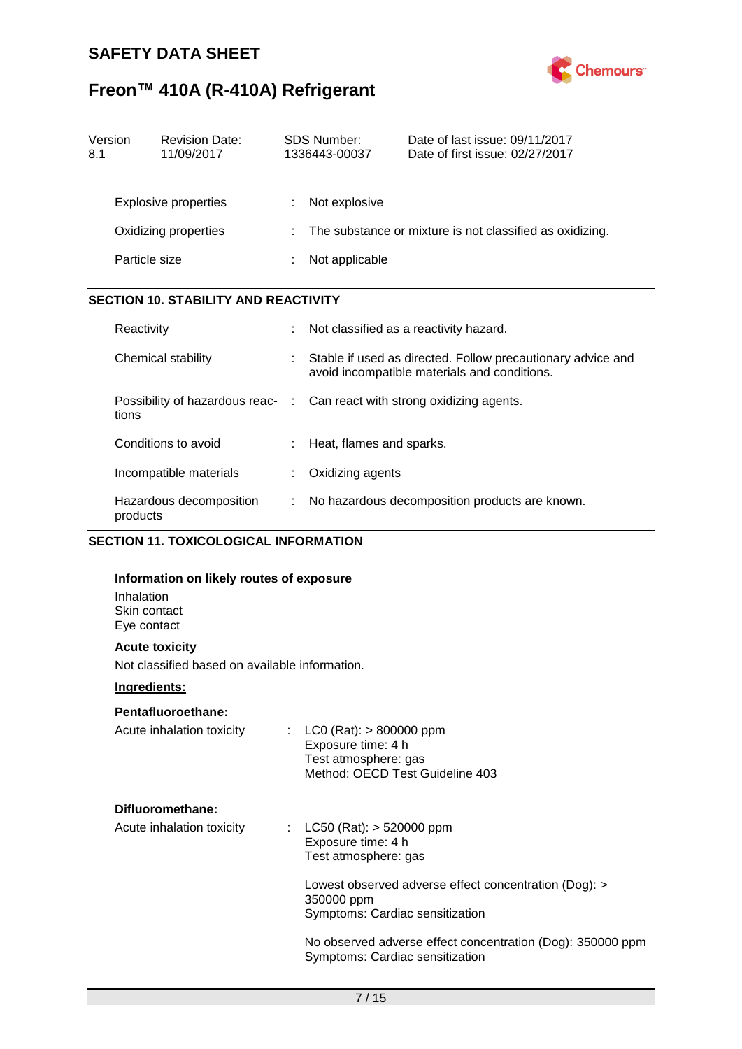| | | |
|---|---|---|
| Explosive properties | : | Not explosive |
| Oxidizing properties | : | The substance or mixture is not classified as oxidizing. |
| Particle size | : | Not applicable |

## SECTION 10. STABILITY AND REACTIVITY

| | | |
|---|---|---|
| Reactivity | : | Not classified as a reactivity hazard. |
| Chemical stability | : | Stable if used as directed. Follow precautionary advice and avoid incompatible materials and conditions. |
| Possibility of hazardous reactions | : | Can react with strong oxidizing agents. |
| Conditions to avoid | : | Heat, flames and sparks. |
| Incompatible materials | : | Oxidizing agents |
| Hazardous decomposition products | : | No hazardous decomposition products are known. |

## SECTION 11. TOXICOLOGICAL INFORMATION

**Information on likely routes of exposure**

Inhalation
Skin contact
Eye contact

**Acute toxicity**

Not classified based on available information.

**Ingredients:**

**Pentafluoroethane:**

Acute inhalation toxicity : LC0 (Rat): > 800000 ppm
Exposure time: 4 h
Test atmosphere: gas
Method: OECD Test Guideline 403

**Difluoromethane:**

Acute inhalation toxicity : LC50 (Rat): > 520000 ppm
Exposure time: 4 h
Test atmosphere: gas

Lowest observed adverse effect concentration (Dog): > 350000 ppm
Symptoms: Cardiac sensitization

No observed adverse effect concentration (Dog): 350000 ppm
Symptoms: Cardiac sensitization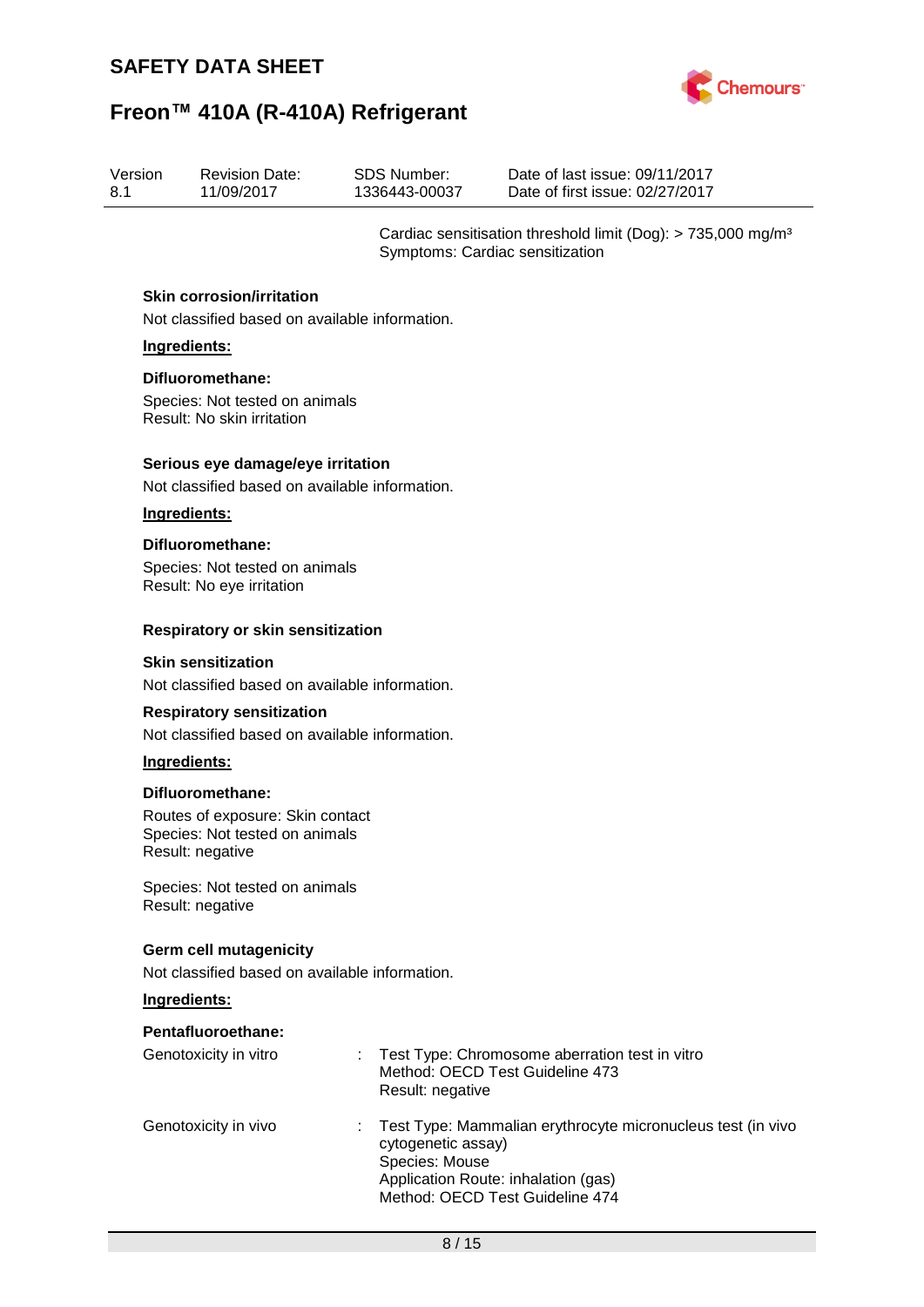Cardiac sensitisation threshold limit (Dog): > 735,000 mg/m³
Symptoms: Cardiac sensitization

#### Skin corrosion/irritation

Not classified based on available information.

**Ingredients:**

**Difluoromethane:**

Species: Not tested on animals
Result: No skin irritation

#### Serious eye damage/eye irritation

Not classified based on available information.

**Ingredients:**

**Difluoromethane:**

Species: Not tested on animals
Result: No eye irritation

#### Respiratory or skin sensitization

**Skin sensitization**

Not classified based on available information.

**Respiratory sensitization**

Not classified based on available information.

**Ingredients:**

**Difluoromethane:**

Routes of exposure: Skin contact
Species: Not tested on animals
Result: negative

Species: Not tested on animals
Result: negative

#### Germ cell mutagenicity

Not classified based on available information.

**Ingredients:**

**Pentafluoroethane:**

| | | |
|---|---|---|
| Genotoxicity in vitro | : | Test Type: Chromosome aberration test in vitro<br>Method: OECD Test Guideline 473<br>Result: negative |
| Genotoxicity in vivo | : | Test Type: Mammalian erythrocyte micronucleus test (in vivo cytogenetic assay)<br>Species: Mouse<br>Application Route: inhalation (gas)<br>Method: OECD Test Guideline 474 |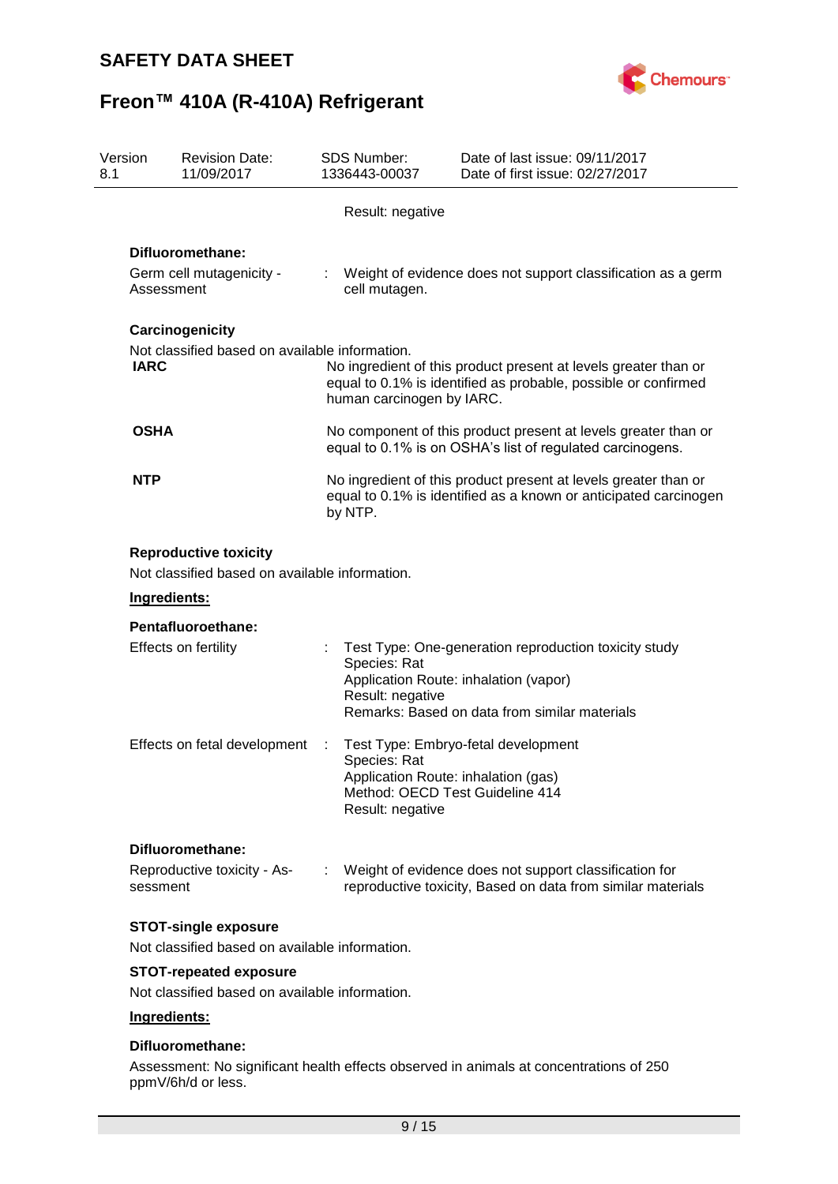Result: negative

**Difluoromethane:**

Germ cell mutagenicity - Assessment : Weight of evidence does not support classification as a germ cell mutagen.

**Carcinogenicity**

Not classified based on available information.

**IARC** No ingredient of this product present at levels greater than or equal to 0.1% is identified as probable, possible or confirmed human carcinogen by IARC.

**OSHA** No component of this product present at levels greater than or equal to 0.1% is on OSHA's list of regulated carcinogens.

**NTP** No ingredient of this product present at levels greater than or equal to 0.1% is identified as a known or anticipated carcinogen by NTP.

**Reproductive toxicity**

Not classified based on available information.

**Ingredients:**

**Pentafluoroethane:**

Effects on fertility : Test Type: One-generation reproduction toxicity study
Species: Rat
Application Route: inhalation (vapor)
Result: negative
Remarks: Based on data from similar materials

Effects on fetal development : Test Type: Embryo-fetal development
Species: Rat
Application Route: inhalation (gas)
Method: OECD Test Guideline 414
Result: negative

**Difluoromethane:**

Reproductive toxicity - Assessment : Weight of evidence does not support classification for reproductive toxicity, Based on data from similar materials

**STOT-single exposure**

Not classified based on available information.

**STOT-repeated exposure**

Not classified based on available information.

**Ingredients:**

**Difluoromethane:**

Assessment: No significant health effects observed in animals at concentrations of 250 ppmV/6h/d or less.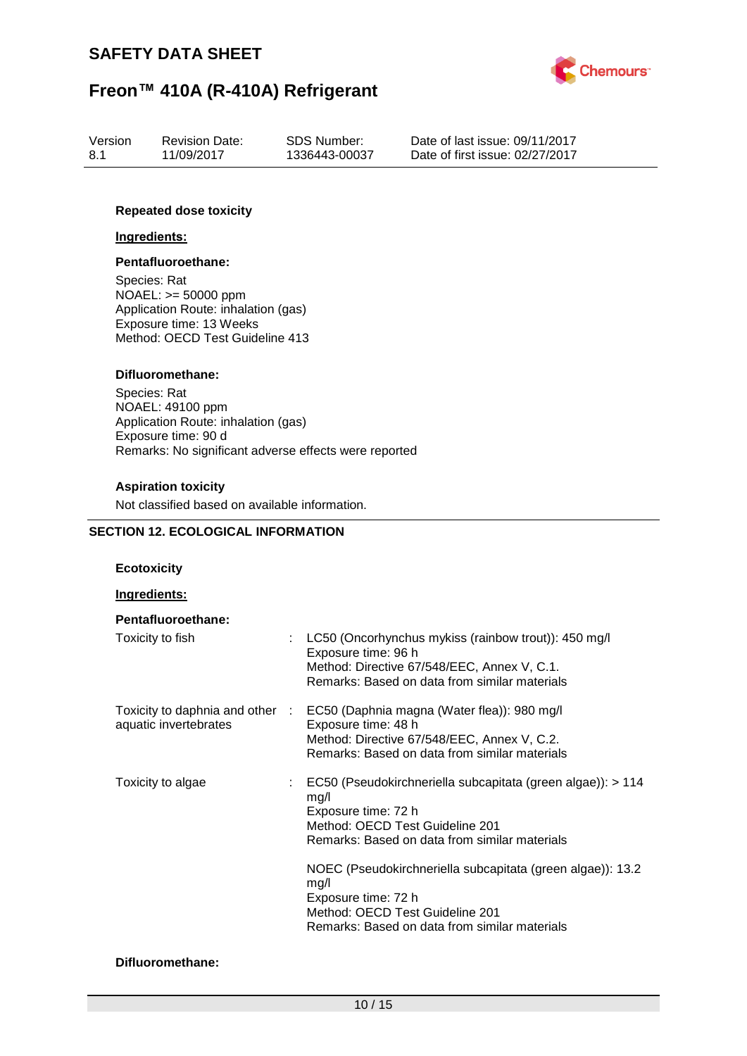**Repeated dose toxicity**

**Ingredients:**

**Pentafluoroethane:**

Species: Rat
NOAEL: >= 50000 ppm
Application Route: inhalation (gas)
Exposure time: 13 Weeks
Method: OECD Test Guideline 413

**Difluoromethane:**

Species: Rat
NOAEL: 49100 ppm
Application Route: inhalation (gas)
Exposure time: 90 d
Remarks: No significant adverse effects were reported

**Aspiration toxicity**

Not classified based on available information.

## SECTION 12. ECOLOGICAL INFORMATION

**Ecotoxicity**

**Ingredients:**

**Pentafluoroethane:**

Toxicity to fish : LC50 (Oncorhynchus mykiss (rainbow trout)): 450 mg/l
Exposure time: 96 h
Method: Directive 67/548/EEC, Annex V, C.1.
Remarks: Based on data from similar materials

Toxicity to daphnia and other aquatic invertebrates : EC50 (Daphnia magna (Water flea)): 980 mg/l
Exposure time: 48 h
Method: Directive 67/548/EEC, Annex V, C.2.
Remarks: Based on data from similar materials

Toxicity to algae : EC50 (Pseudokirchneriella subcapitata (green algae)): > 114 mg/l
Exposure time: 72 h
Method: OECD Test Guideline 201
Remarks: Based on data from similar materials

NOEC (Pseudokirchneriella subcapitata (green algae)): 13.2 mg/l
Exposure time: 72 h
Method: OECD Test Guideline 201
Remarks: Based on data from similar materials

**Difluoromethane:**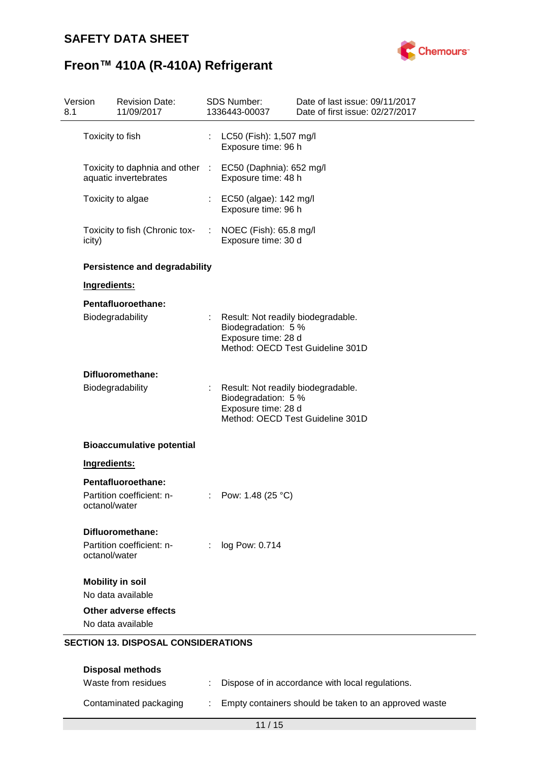| | | |
|---|---|---|
| Toxicity to fish | : | LC50 (Fish): 1,507 mg/l<br>Exposure time: 96 h |
| Toxicity to daphnia and other aquatic invertebrates | : | EC50 (Daphnia): 652 mg/l<br>Exposure time: 48 h |
| Toxicity to algae | : | EC50 (algae): 142 mg/l<br>Exposure time: 96 h |
| Toxicity to fish (Chronic toxicity) | : | NOEC (Fish): 65.8 mg/l<br>Exposure time: 30 d |

**Persistence and degradability**

**Ingredients:**

**Pentafluoroethane:**

| | | |
|---|---|---|
| Biodegradability | : | Result: Not readily biodegradable.<br>Biodegradation: 5 %<br>Exposure time: 28 d<br>Method: OECD Test Guideline 301D |

**Difluoromethane:**

| | | |
|---|---|---|
| Biodegradability | : | Result: Not readily biodegradable.<br>Biodegradation: 5 %<br>Exposure time: 28 d<br>Method: OECD Test Guideline 301D |

**Bioaccumulative potential**

**Ingredients:**

**Pentafluoroethane:**

| | | |
|---|---|---|
| Partition coefficient: n-octanol/water | : | Pow: 1.48 (25 °C) |

**Difluoromethane:**

| | | |
|---|---|---|
| Partition coefficient: n-octanol/water | : | log Pow: 0.714 |

**Mobility in soil**

No data available

**Other adverse effects**

No data available

## SECTION 13. DISPOSAL CONSIDERATIONS

**Disposal methods**

| | | |
|---|---|---|
| Waste from residues | : | Dispose of in accordance with local regulations. |
| Contaminated packaging | : | Empty containers should be taken to an approved waste |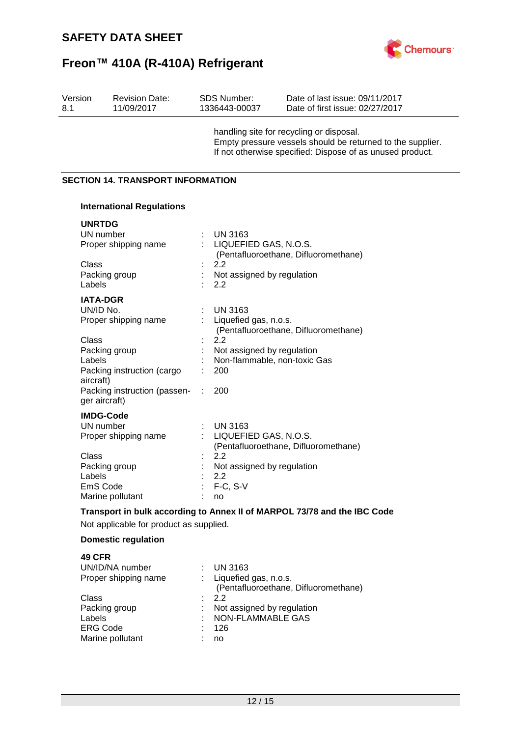handling site for recycling or disposal.
Empty pressure vessels should be returned to the supplier.
If not otherwise specified: Dispose of as unused product.

## SECTION 14. TRANSPORT INFORMATION

### International Regulations

**UNRTDG**

| | | |
|---|---|---|
| UN number | : | UN 3163 |
| Proper shipping name | : | LIQUEFIED GAS, N.O.S. (Pentafluoroethane, Difluoromethane) |
| Class | : | 2.2 |
| Packing group | : | Not assigned by regulation |
| Labels | : | 2.2 |

**IATA-DGR**

| | | |
|---|---|---|
| UN/ID No. | : | UN 3163 |
| Proper shipping name | : | Liquefied gas, n.o.s. (Pentafluoroethane, Difluoromethane) |
| Class | : | 2.2 |
| Packing group | : | Not assigned by regulation |
| Labels | : | Non-flammable, non-toxic Gas |
| Packing instruction (cargo aircraft) | : | 200 |
| Packing instruction (passenger aircraft) | : | 200 |

**IMDG-Code**

| | | |
|---|---|---|
| UN number | : | UN 3163 |
| Proper shipping name | : | LIQUEFIED GAS, N.O.S. (Pentafluoroethane, Difluoromethane) |
| Class | : | 2.2 |
| Packing group | : | Not assigned by regulation |
| Labels | : | 2.2 |
| EmS Code | : | F-C, S-V |
| Marine pollutant | : | no |

**Transport in bulk according to Annex II of MARPOL 73/78 and the IBC Code**

Not applicable for product as supplied.

### Domestic regulation

**49 CFR**

| | | |
|---|---|---|
| UN/ID/NA number | : | UN 3163 |
| Proper shipping name | : | Liquefied gas, n.o.s. (Pentafluoroethane, Difluoromethane) |
| Class | : | 2.2 |
| Packing group | : | Not assigned by regulation |
| Labels | : | NON-FLAMMABLE GAS |
| ERG Code | : | 126 |
| Marine pollutant | : | no |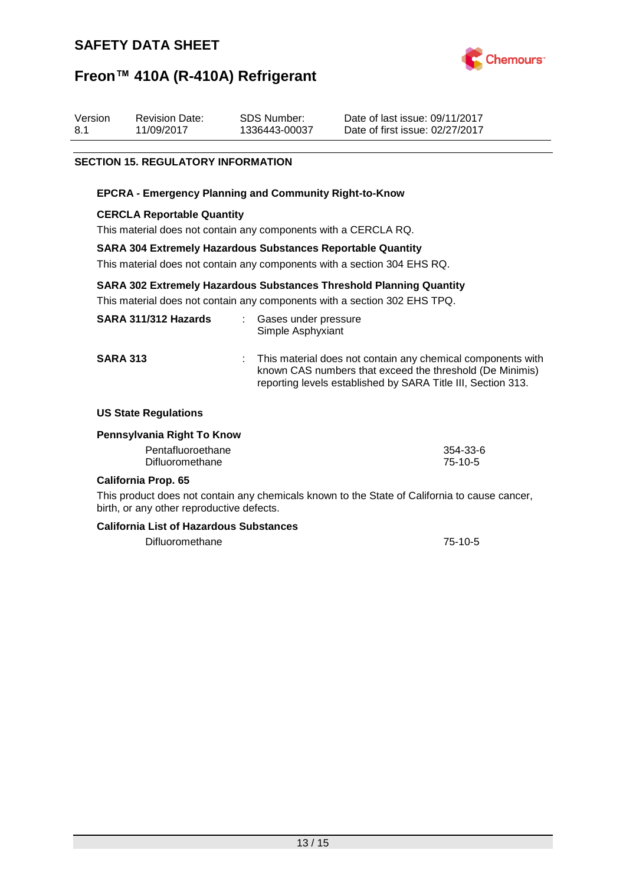## SECTION 15. REGULATORY INFORMATION

### EPCRA - Emergency Planning and Community Right-to-Know

**CERCLA Reportable Quantity**

This material does not contain any components with a CERCLA RQ.

**SARA 304 Extremely Hazardous Substances Reportable Quantity**

This material does not contain any components with a section 304 EHS RQ.

**SARA 302 Extremely Hazardous Substances Threshold Planning Quantity**

This material does not contain any components with a section 302 EHS TPQ.

**SARA 311/312 Hazards** : Gases under pressure
Simple Asphyxiant

**SARA 313** : This material does not contain any chemical components with known CAS numbers that exceed the threshold (De Minimis) reporting levels established by SARA Title III, Section 313.

### US State Regulations

**Pennsylvania Right To Know**

| | |
|---|---|
| Pentafluoroethane | 354-33-6 |
| Difluoromethane | 75-10-5 |

**California Prop. 65**

This product does not contain any chemicals known to the State of California to cause cancer, birth, or any other reproductive defects.

**California List of Hazardous Substances**

| | |
|---|---|
| Difluoromethane | 75-10-5 |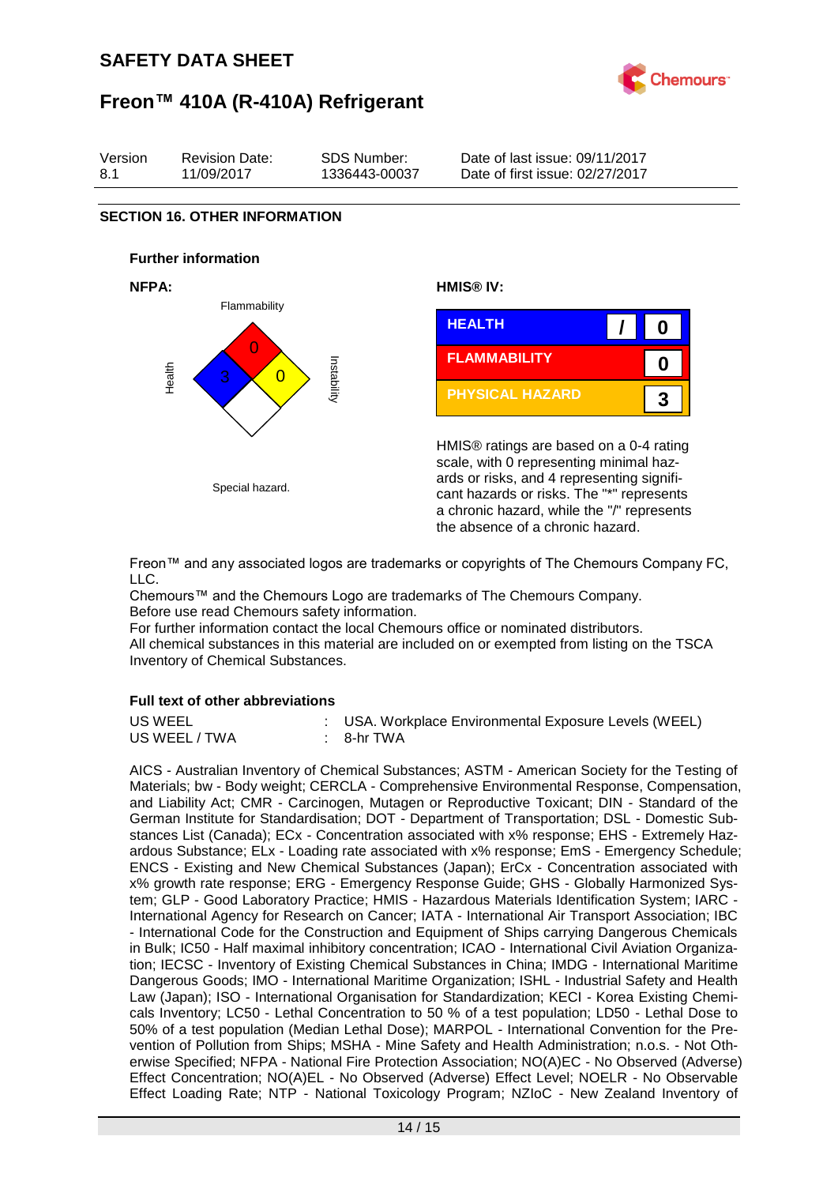## SECTION 16. OTHER INFORMATION

### Further information

**NFPA:**

Flammability: 0
Health: 3
Instability: 0
Special hazard.

**HMIS® IV:**

| HEALTH | / | 0 |
|---|---|---|
| FLAMMABILITY | | 0 |
| PHYSICAL HAZARD | | 3 |

HMIS® ratings are based on a 0-4 rating scale, with 0 representing minimal hazards or risks, and 4 representing significant hazards or risks. The "*" represents a chronic hazard, while the "/" represents the absence of a chronic hazard.

Freon™ and any associated logos are trademarks or copyrights of The Chemours Company FC, LLC.
Chemours™ and the Chemours Logo are trademarks of The Chemours Company.
Before use read Chemours safety information.
For further information contact the local Chemours office or nominated distributors.
All chemical substances in this material are included on or exempted from listing on the TSCA Inventory of Chemical Substances.

### Full text of other abbreviations

| | | |
|---|---|---|
| US WEEL | : | USA. Workplace Environmental Exposure Levels (WEEL) |
| US WEEL / TWA | : | 8-hr TWA |

AICS - Australian Inventory of Chemical Substances; ASTM - American Society for the Testing of Materials; bw - Body weight; CERCLA - Comprehensive Environmental Response, Compensation, and Liability Act; CMR - Carcinogen, Mutagen or Reproductive Toxicant; DIN - Standard of the German Institute for Standardisation; DOT - Department of Transportation; DSL - Domestic Substances List (Canada); ECx - Concentration associated with x% response; EHS - Extremely Hazardous Substance; ELx - Loading rate associated with x% response; EmS - Emergency Schedule; ENCS - Existing and New Chemical Substances (Japan); ErCx - Concentration associated with x% growth rate response; ERG - Emergency Response Guide; GHS - Globally Harmonized System; GLP - Good Laboratory Practice; HMIS - Hazardous Materials Identification System; IARC - International Agency for Research on Cancer; IATA - International Air Transport Association; IBC - International Code for the Construction and Equipment of Ships carrying Dangerous Chemicals in Bulk; IC50 - Half maximal inhibitory concentration; ICAO - International Civil Aviation Organization; IECSC - Inventory of Existing Chemical Substances in China; IMDG - International Maritime Dangerous Goods; IMO - International Maritime Organization; ISHL - Industrial Safety and Health Law (Japan); ISO - International Organisation for Standardization; KECI - Korea Existing Chemicals Inventory; LC50 - Lethal Concentration to 50 % of a test population; LD50 - Lethal Dose to 50% of a test population (Median Lethal Dose); MARPOL - International Convention for the Prevention of Pollution from Ships; MSHA - Mine Safety and Health Administration; n.o.s. - Not Otherwise Specified; NFPA - National Fire Protection Association; NO(A)EC - No Observed (Adverse) Effect Concentration; NO(A)EL - No Observed (Adverse) Effect Level; NOELR - No Observable Effect Loading Rate; NTP - National Toxicology Program; NZIoC - New Zealand Inventory of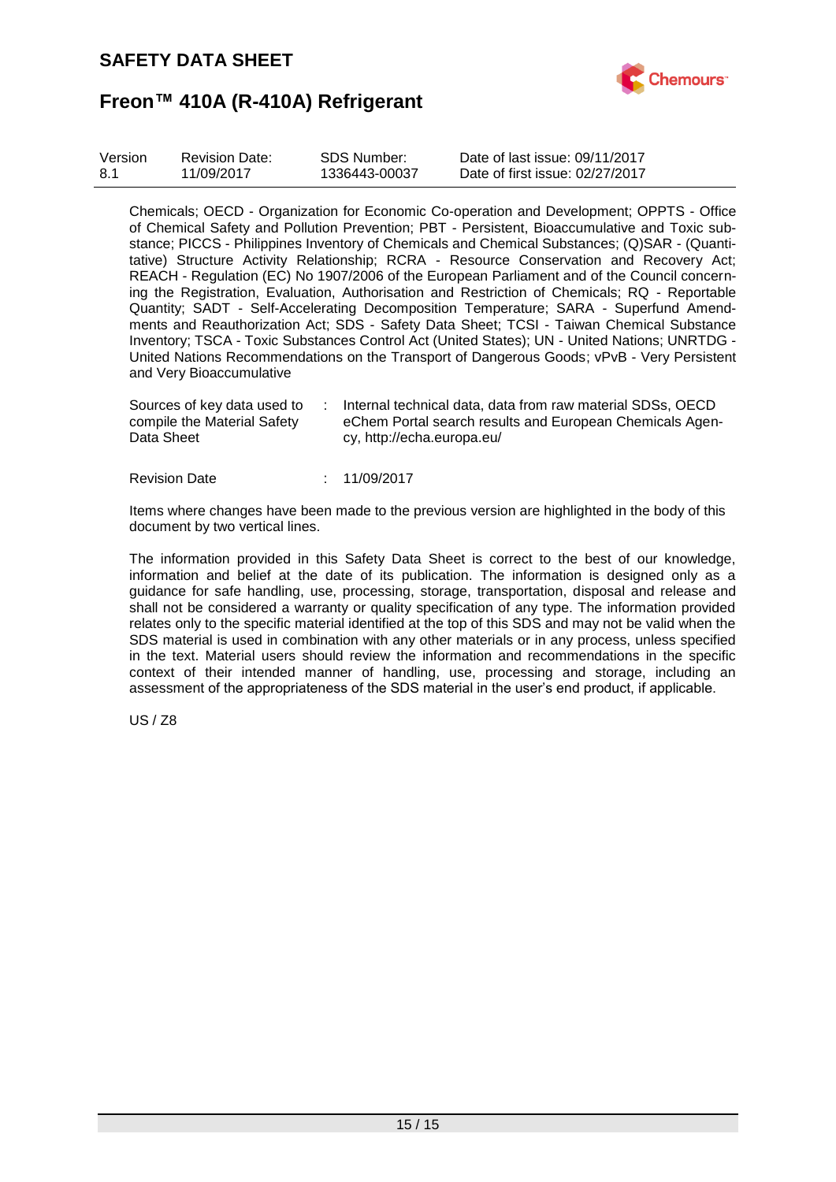Chemicals; OECD - Organization for Economic Co-operation and Development; OPPTS - Office of Chemical Safety and Pollution Prevention; PBT - Persistent, Bioaccumulative and Toxic substance; PICCS - Philippines Inventory of Chemicals and Chemical Substances; (Q)SAR - (Quantitative) Structure Activity Relationship; RCRA - Resource Conservation and Recovery Act; REACH - Regulation (EC) No 1907/2006 of the European Parliament and of the Council concerning the Registration, Evaluation, Authorisation and Restriction of Chemicals; RQ - Reportable Quantity; SADT - Self-Accelerating Decomposition Temperature; SARA - Superfund Amendments and Reauthorization Act; SDS - Safety Data Sheet; TCSI - Taiwan Chemical Substance Inventory; TSCA - Toxic Substances Control Act (United States); UN - United Nations; UNRTDG - United Nations Recommendations on the Transport of Dangerous Goods; vPvB - Very Persistent and Very Bioaccumulative

Sources of key data used to compile the Material Safety Data Sheet : Internal technical data, data from raw material SDSs, OECD eChem Portal search results and European Chemicals Agency, http://echa.europa.eu/

Revision Date : 11/09/2017

Items where changes have been made to the previous version are highlighted in the body of this document by two vertical lines.

The information provided in this Safety Data Sheet is correct to the best of our knowledge, information and belief at the date of its publication. The information is designed only as a guidance for safe handling, use, processing, storage, transportation, disposal and release and shall not be considered a warranty or quality specification of any type. The information provided relates only to the specific material identified at the top of this SDS and may not be valid when the SDS material is used in combination with any other materials or in any process, unless specified in the text. Material users should review the information and recommendations in the specific context of their intended manner of handling, use, processing and storage, including an assessment of the appropriateness of the SDS material in the user's end product, if applicable.

US / Z8